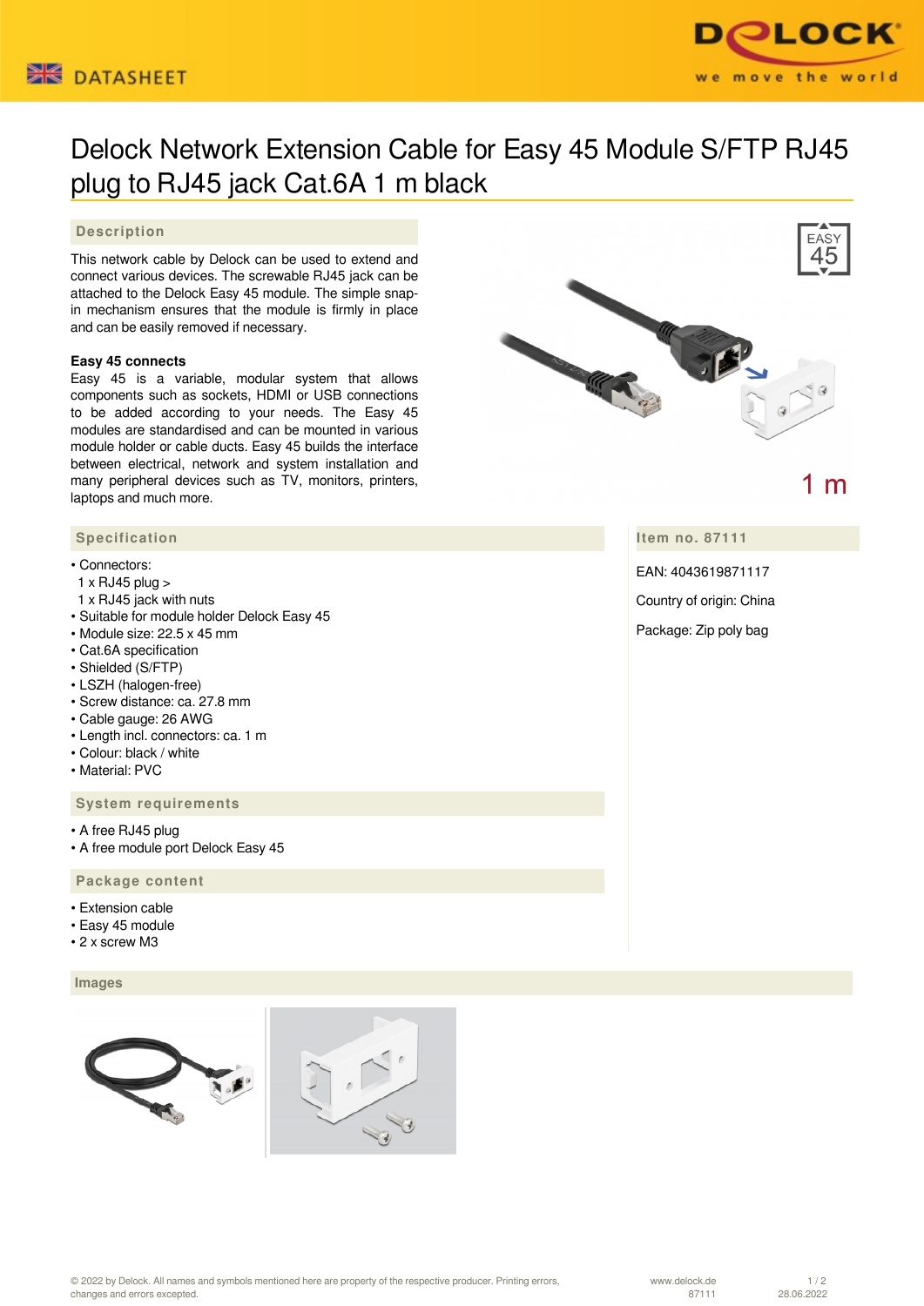# Delock Network Extension Cable for Easy 45 Module S/FTP RJ45 plug to RJ45 jack Cat.6A 1 m black

## Description

This network cable by Delock can be used to extend and connect various devices. The screwable RJ45 jack can be attached to the Delock Easy 45 module. The simple snap-in mechanism ensures that the module is firmly in place and can be easily removed if necessary.

**Easy 45 connects**

Easy 45 is a variable, modular system that allows components such as sockets, HDMI or USB connections to be added according to your needs. The Easy 45 modules are standardised and can be mounted in various module holder or cable ducts. Easy 45 builds the interface between electrical, network and system installation and many peripheral devices such as TV, monitors, printers, laptops and much more.

EASY 45

1 m

## Specification

- Connectors:
  1 x RJ45 plug >
  1 x RJ45 jack with nuts
- Suitable for module holder Delock Easy 45
- Module size: 22.5 x 45 mm
- Cat.6A specification
- Shielded (S/FTP)
- LSZH (halogen-free)
- Screw distance: ca. 27.8 mm
- Cable gauge: 26 AWG
- Length incl. connectors: ca. 1 m
- Colour: black / white
- Material: PVC

## Item no. 87111

EAN: 4043619871117

Country of origin: China

Package: Zip poly bag

## System requirements

- A free RJ45 plug
- A free module port Delock Easy 45

## Package content

- Extension cable
- Easy 45 module
- 2 x screw M3

## Images

© 2022 by Delock. All names and symbols mentioned here are property of the respective producer. Printing errors, changes and errors excepted.

www.delock.de 87111 28.06.2022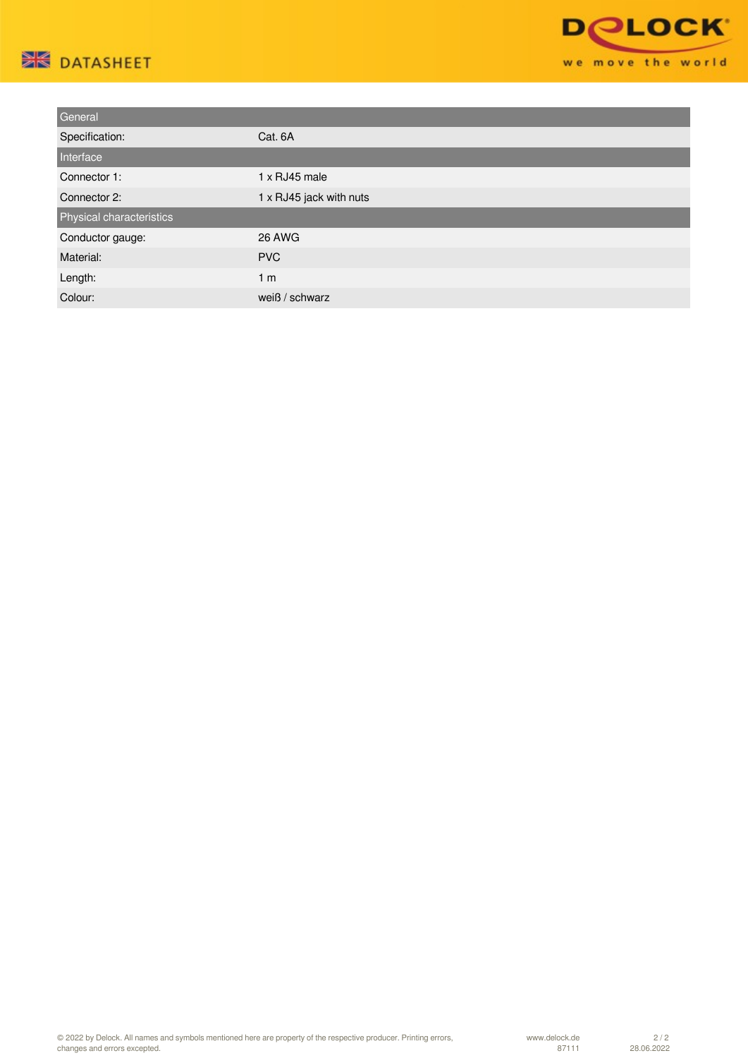| | |
|---|---|
| **General** | |
| Specification: | Cat. 6A |
| **Interface** | |
| Connector 1: | 1 x RJ45 male |
| Connector 2: | 1 x RJ45 jack with nuts |
| **Physical characteristics** | |
| Conductor gauge: | 26 AWG |
| Material: | PVC |
| Length: | 1 m |
| Colour: | weiß / schwarz |